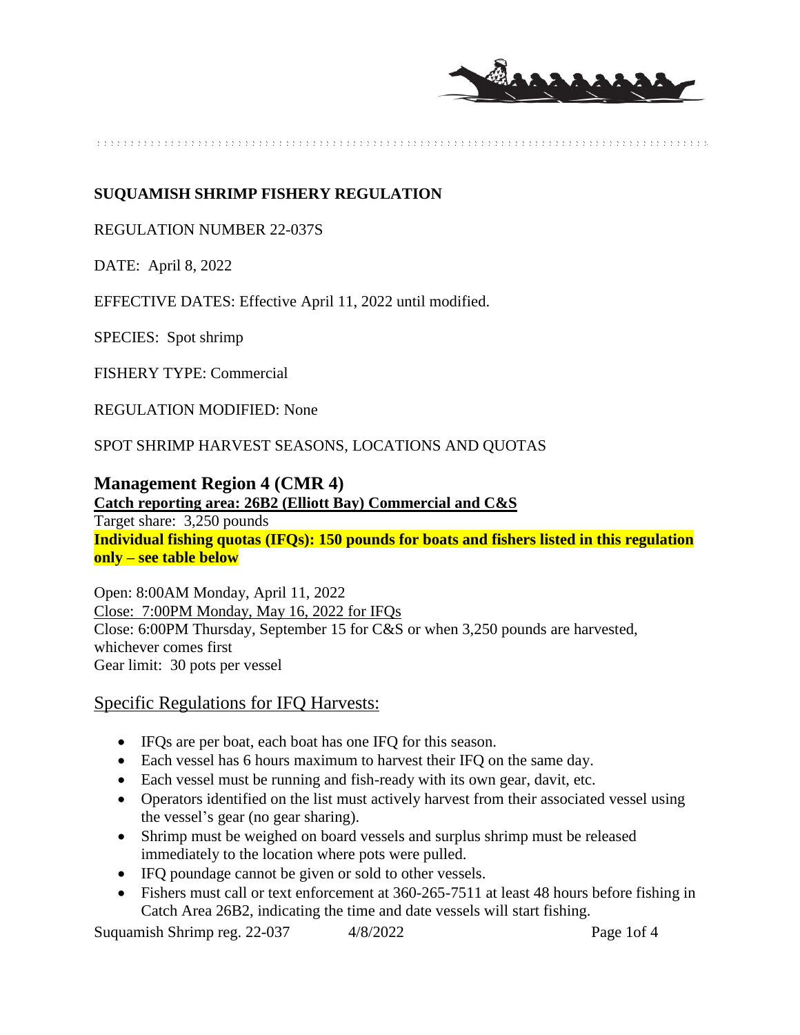**SUQUAMISH SHRIMP FISHERY REGULATION**

REGULATION NUMBER 22-037S

DATE: April 8, 2022

EFFECTIVE DATES: Effective April 11, 2022 until modified.

SPECIES: Spot shrimp

FISHERY TYPE: Commercial

REGULATION MODIFIED: None

SPOT SHRIMP HARVEST SEASONS, LOCATIONS AND QUOTAS

## Management Region 4 (CMR 4)

**Catch reporting area: 26B2 (Elliott Bay) Commercial and C&S**
Target share: 3,250 pounds
**Individual fishing quotas (IFQs): 150 pounds for boats and fishers listed in this regulation only – see table below**

Open: 8:00AM Monday, April 11, 2022
Close: 7:00PM Monday, May 16, 2022 for IFQs
Close: 6:00PM Thursday, September 15 for C&S or when 3,250 pounds are harvested, whichever comes first
Gear limit: 30 pots per vessel

### Specific Regulations for IFQ Harvests:

- IFQs are per boat, each boat has one IFQ for this season.
- Each vessel has 6 hours maximum to harvest their IFQ on the same day.
- Each vessel must be running and fish-ready with its own gear, davit, etc.
- Operators identified on the list must actively harvest from their associated vessel using the vessel's gear (no gear sharing).
- Shrimp must be weighed on board vessels and surplus shrimp must be released immediately to the location where pots were pulled.
- IFQ poundage cannot be given or sold to other vessels.
- Fishers must call or text enforcement at 360-265-7511 at least 48 hours before fishing in Catch Area 26B2, indicating the time and date vessels will start fishing.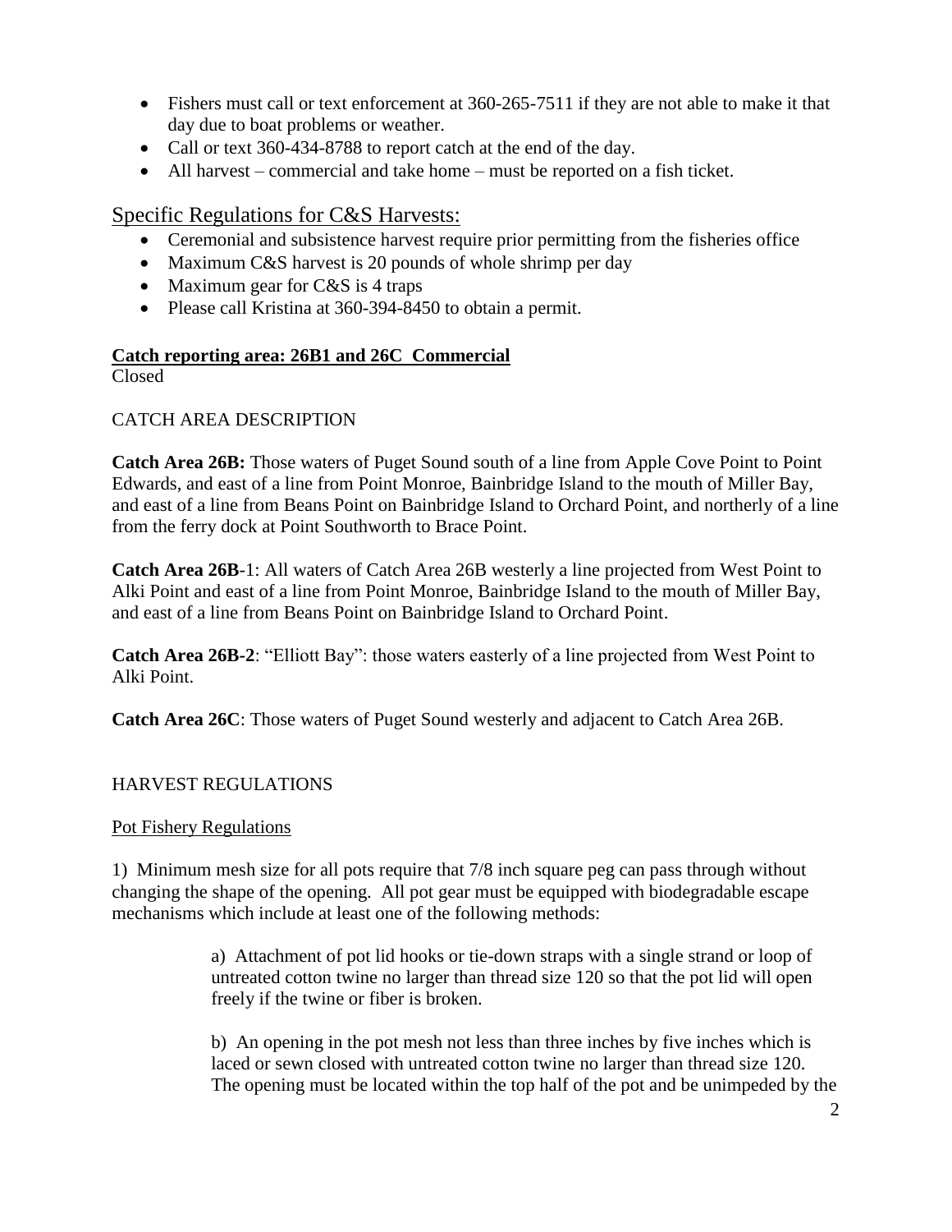- Fishers must call or text enforcement at 360-265-7511 if they are not able to make it that day due to boat problems or weather.
- Call or text 360-434-8788 to report catch at the end of the day.
- All harvest – commercial and take home – must be reported on a fish ticket.

## Specific Regulations for C&S Harvests:

- Ceremonial and subsistence harvest require prior permitting from the fisheries office
- Maximum C&S harvest is 20 pounds of whole shrimp per day
- Maximum gear for C&S is 4 traps
- Please call Kristina at 360-394-8450 to obtain a permit.

**Catch reporting area: 26B1 and 26C Commercial**

Closed

CATCH AREA DESCRIPTION

**Catch Area 26B:** Those waters of Puget Sound south of a line from Apple Cove Point to Point Edwards, and east of a line from Point Monroe, Bainbridge Island to the mouth of Miller Bay, and east of a line from Beans Point on Bainbridge Island to Orchard Point, and northerly of a line from the ferry dock at Point Southworth to Brace Point.

**Catch Area 26B**-1: All waters of Catch Area 26B westerly a line projected from West Point to Alki Point and east of a line from Point Monroe, Bainbridge Island to the mouth of Miller Bay, and east of a line from Beans Point on Bainbridge Island to Orchard Point.

**Catch Area 26B-2**: "Elliott Bay": those waters easterly of a line projected from West Point to Alki Point.

**Catch Area 26C**: Those waters of Puget Sound westerly and adjacent to Catch Area 26B.

HARVEST REGULATIONS

Pot Fishery Regulations

1) Minimum mesh size for all pots require that 7/8 inch square peg can pass through without changing the shape of the opening. All pot gear must be equipped with biodegradable escape mechanisms which include at least one of the following methods:

> a) Attachment of pot lid hooks or tie-down straps with a single strand or loop of untreated cotton twine no larger than thread size 120 so that the pot lid will open freely if the twine or fiber is broken.
>
> b) An opening in the pot mesh not less than three inches by five inches which is laced or sewn closed with untreated cotton twine no larger than thread size 120. The opening must be located within the top half of the pot and be unimpeded by the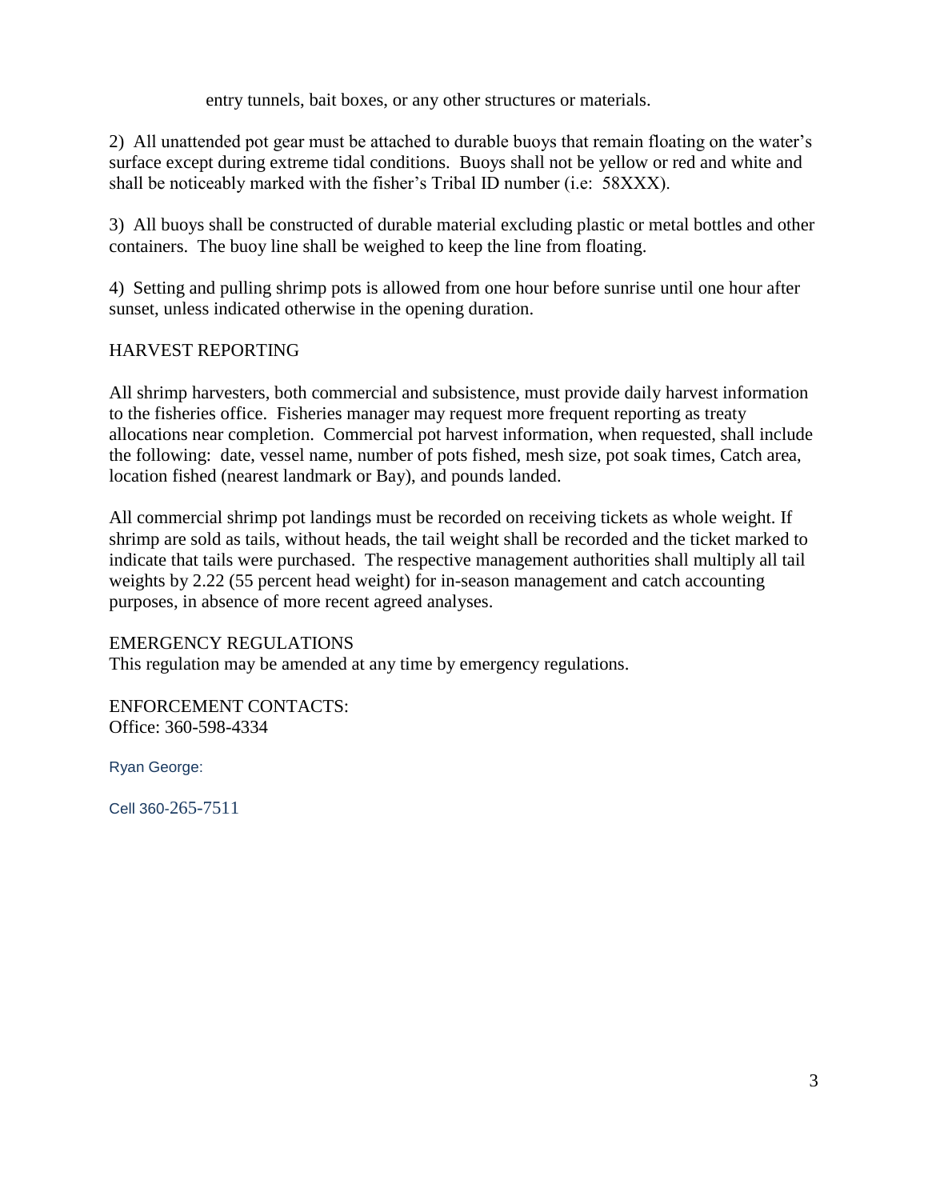entry tunnels, bait boxes, or any other structures or materials.

2) All unattended pot gear must be attached to durable buoys that remain floating on the water's surface except during extreme tidal conditions. Buoys shall not be yellow or red and white and shall be noticeably marked with the fisher's Tribal ID number (i.e: 58XXX).

3) All buoys shall be constructed of durable material excluding plastic or metal bottles and other containers. The buoy line shall be weighed to keep the line from floating.

4) Setting and pulling shrimp pots is allowed from one hour before sunrise until one hour after sunset, unless indicated otherwise in the opening duration.

## HARVEST REPORTING

All shrimp harvesters, both commercial and subsistence, must provide daily harvest information to the fisheries office. Fisheries manager may request more frequent reporting as treaty allocations near completion. Commercial pot harvest information, when requested, shall include the following: date, vessel name, number of pots fished, mesh size, pot soak times, Catch area, location fished (nearest landmark or Bay), and pounds landed.

All commercial shrimp pot landings must be recorded on receiving tickets as whole weight. If shrimp are sold as tails, without heads, the tail weight shall be recorded and the ticket marked to indicate that tails were purchased. The respective management authorities shall multiply all tail weights by 2.22 (55 percent head weight) for in-season management and catch accounting purposes, in absence of more recent agreed analyses.

## EMERGENCY REGULATIONS

This regulation may be amended at any time by emergency regulations.

ENFORCEMENT CONTACTS:
Office: 360-598-4334

Ryan George:

Cell 360-265-7511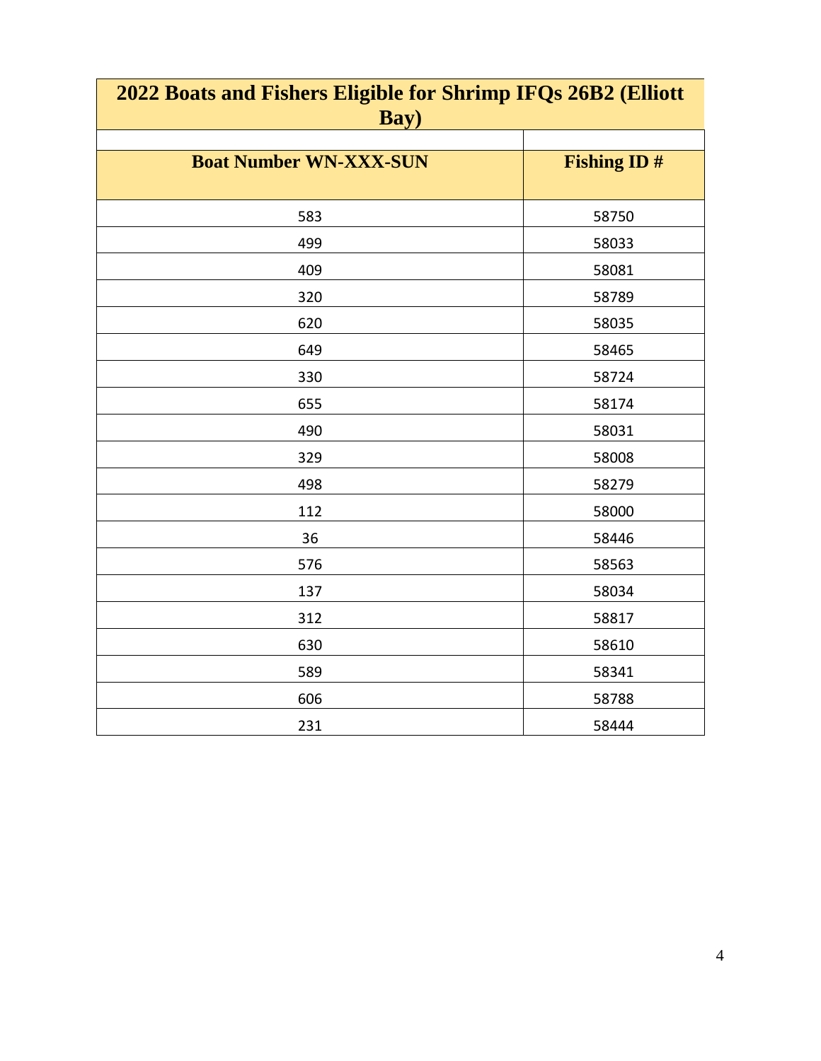| 2022 Boats and Fishers Eligible for Shrimp IFQs 26B2 (Elliott Bay) | |
|---|---|
| | |
| **Boat Number WN-XXX-SUN** | **Fishing ID #** |
| 583 | 58750 |
| 499 | 58033 |
| 409 | 58081 |
| 320 | 58789 |
| 620 | 58035 |
| 649 | 58465 |
| 330 | 58724 |
| 655 | 58174 |
| 490 | 58031 |
| 329 | 58008 |
| 498 | 58279 |
| 112 | 58000 |
| 36 | 58446 |
| 576 | 58563 |
| 137 | 58034 |
| 312 | 58817 |
| 630 | 58610 |
| 589 | 58341 |
| 606 | 58788 |
| 231 | 58444 |